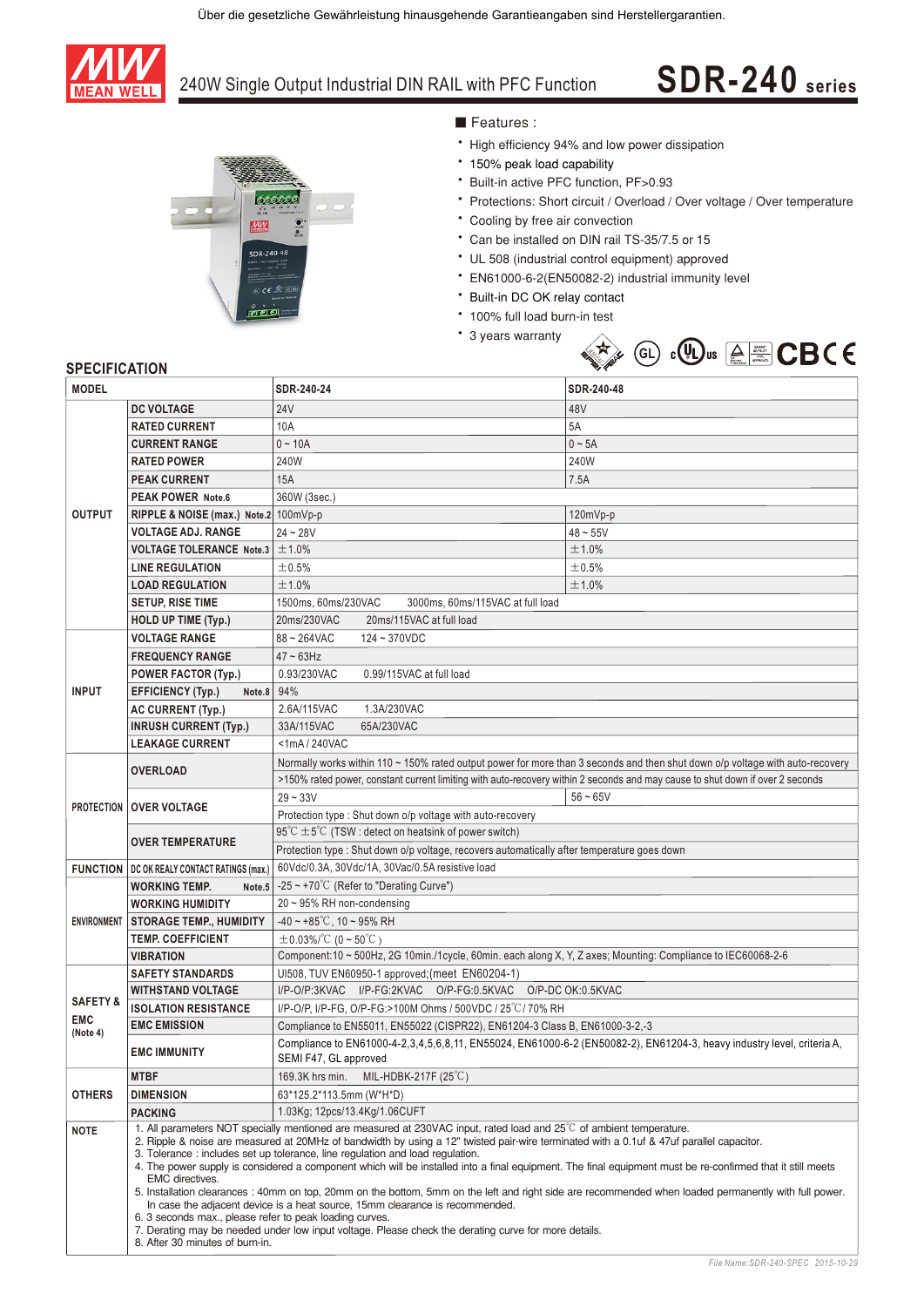Über die gesetzliche Gewährleistung hinausgehende Garantieangaben sind Herstellergarantien.

# 240W Single Output Industrial DIN RAIL with PFC Function — SDR-240 series

## Features :

- High efficiency 94% and low power dissipation
- 150% peak load capability
- Built-in active PFC function, PF>0.93
- Protections: Short circuit / Overload / Over voltage / Over temperature
- Cooling by free air convection
- Can be installed on DIN rail TS-35/7.5 or 15
- UL 508 (industrial control equipment) approved
- EN61000-6-2(EN50082-2) industrial immunity level
- Built-in DC OK relay contact
- 100% full load burn-in test
- 3 years warranty

## SPECIFICATION

| MODEL | | SDR-240-24 | SDR-240-48 |
|---|---|---|---|
| OUTPUT | DC VOLTAGE | 24V | 48V |
| | RATED CURRENT | 10A | 5A |
| | CURRENT RANGE | 0 ~ 10A | 0 ~ 5A |
| | RATED POWER | 240W | 240W |
| | PEAK CURRENT | 15A | 7.5A |
| | PEAK POWER Note.6 | 360W (3sec.) | |
| | RIPPLE & NOISE (max.) Note.2 | 100mVp-p | 120mVp-p |
| | VOLTAGE ADJ. RANGE | 24 ~ 28V | 48 ~ 55V |
| | VOLTAGE TOLERANCE Note.3 | ±1.0% | ±1.0% |
| | LINE REGULATION | ±0.5% | ±0.5% |
| | LOAD REGULATION | ±1.0% | ±1.0% |
| | SETUP, RISE TIME | 1500ms, 60ms/230VAC 3000ms, 60ms/115VAC at full load | |
| | HOLD UP TIME (Typ.) | 20ms/230VAC 20ms/115VAC at full load | |
| INPUT | VOLTAGE RANGE | 88 ~ 264VAC 124 ~ 370VDC | |
| | FREQUENCY RANGE | 47 ~ 63Hz | |
| | POWER FACTOR (Typ.) | 0.93/230VAC 0.99/115VAC at full load | |
| | EFFICIENCY (Typ.) Note.8 | 94% | |
| | AC CURRENT (Typ.) | 2.6A/115VAC 1.3A/230VAC | |
| | INRUSH CURRENT (Typ.) | 33A/115VAC 65A/230VAC | |
| | LEAKAGE CURRENT | <1mA / 240VAC | |
| PROTECTION | OVERLOAD | Normally works within 110 ~ 150% rated output power for more than 3 seconds and then shut down o/p voltage with auto-recovery<br>>150% rated power, constant current limiting with auto-recovery within 2 seconds and may cause to shut down if over 2 seconds | |
| | OVER VOLTAGE | 29 ~ 33V | 56 ~ 65V |
| | | Protection type : Shut down o/p voltage with auto-recovery | |
| | OVER TEMPERATURE | 95℃ ±5℃ (TSW : detect on heatsink of power switch)<br>Protection type : Shut down o/p voltage, recovers automatically after temperature goes down | |
| FUNCTION | DC OK REALY CONTACT RATINGS (max.) | 60Vdc/0.3A, 30Vdc/1A, 30Vac/0.5A resistive load | |
| ENVIRONMENT | WORKING TEMP. Note.5 | -25 ~ +70℃ (Refer to "Derating Curve") | |
| | WORKING HUMIDITY | 20 ~ 95% RH non-condensing | |
| | STORAGE TEMP., HUMIDITY | -40 ~ +85℃, 10 ~ 95% RH | |
| | TEMP. COEFFICIENT | ±0.03%/℃ (0 ~ 50℃) | |
| | VIBRATION | Component:10 ~ 500Hz, 2G 10min./1cycle, 60min. each along X, Y, Z axes; Mounting: Compliance to IEC60068-2-6 | |
| SAFETY & EMC (Note 4) | SAFETY STANDARDS | Ul508, TUV EN60950-1 approved;(meet EN60204-1) | |
| | WITHSTAND VOLTAGE | I/P-O/P:3KVAC I/P-FG:2KVAC O/P-FG:0.5KVAC O/P-DC OK:0.5KVAC | |
| | ISOLATION RESISTANCE | I/P-O/P, I/P-FG, O/P-FG:>100M Ohms / 500VDC / 25℃/ 70% RH | |
| | EMC EMISSION | Compliance to EN55011, EN55022 (CISPR22), EN61204-3 Class B, EN61000-3-2,-3 | |
| | EMC IMMUNITY | Compliance to EN61000-4-2,3,4,5,6,8,11, EN55024, EN61000-6-2 (EN50082-2), EN61204-3, heavy industry level, criteria A, SEMI F47, GL approved | |
| OTHERS | MTBF | 169.3K hrs min. MIL-HDBK-217F (25℃) | |
| | DIMENSION | 63*125.2*113.5mm (W*H*D) | |
| | PACKING | 1.03Kg; 12pcs/13.4Kg/1.06CUFT | |

**NOTE**

1. All parameters NOT specially mentioned are measured at 230VAC input, rated load and 25℃ of ambient temperature.
2. Ripple & noise are measured at 20MHz of bandwidth by using a 12" twisted pair-wire terminated with a 0.1uf & 47uf parallel capacitor.
3. Tolerance : includes set up tolerance, line regulation and load regulation.
4. The power supply is considered a component which will be installed into a final equipment. The final equipment must be re-confirmed that it still meets EMC directives.
5. Installation clearances : 40mm on top, 20mm on the bottom, 5mm on the left and right side are recommended when loaded permanently with full power. In case the adjacent device is a heat source, 15mm clearance is recommended.
6. 3 seconds max., please refer to peak loading curves.
7. Derating may be needed under low input voltage. Please check the derating curve for more details.
8. After 30 minutes of burn-in.

*File Name:SDR-240-SPEC 2015-10-29*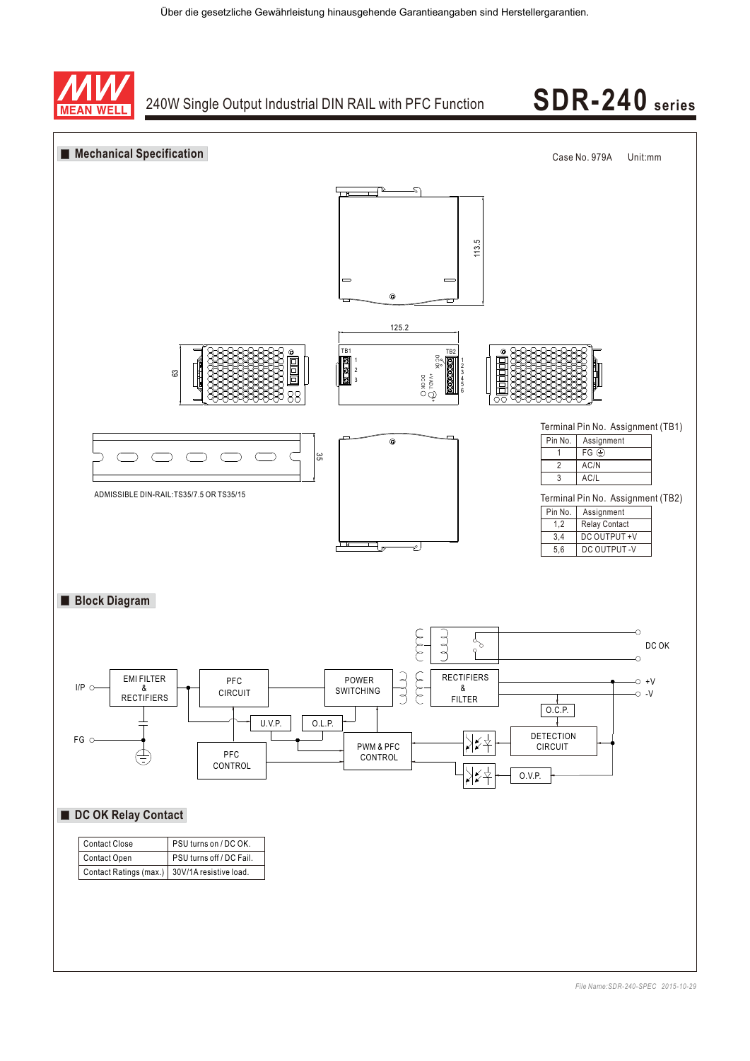Über die gesetzliche Gewährleistung hinausgehende Garantieangaben sind Herstellergarantien.

# 240W Single Output Industrial DIN RAIL with PFC Function — SDR-240 series

## ■ Mechanical Specification

Case No. 979A Unit:mm

113.5

125.2

63

TB1 1 2 3

TB2 1 2 3 4 5 6

DC OK +V ADJ. DC OK

35

ADMISSIBLE DIN-RAIL:TS35/7.5 OR TS35/15

Terminal Pin No. Assignment (TB1)

| Pin No. | Assignment |
|---|---|
| 1 | FG ⏚ |
| 2 | AC/N |
| 3 | AC/L |

Terminal Pin No. Assignment (TB2)

| Pin No. | Assignment |
|---|---|
| 1,2 | Relay Contact |
| 3,4 | DC OUTPUT +V |
| 5,6 | DC OUTPUT -V |

## ■ Block Diagram

I/P, FG, EMI FILTER & RECTIFIERS, PFC CIRCUIT, POWER SWITCHING, RECTIFIERS & FILTER, DC OK, +V, -V, O.C.P., U.V.P., O.L.P., PFC CONTROL, PWM & PFC CONTROL, DETECTION CIRCUIT, O.V.P.

## ■ DC OK Relay Contact

| Contact Close | PSU turns on / DC OK. |
|---|---|
| Contact Open | PSU turns off / DC Fail. |
| Contact Ratings (max.) | 30V/1A resistive load. |

*File Name:SDR-240-SPEC 2015-10-29*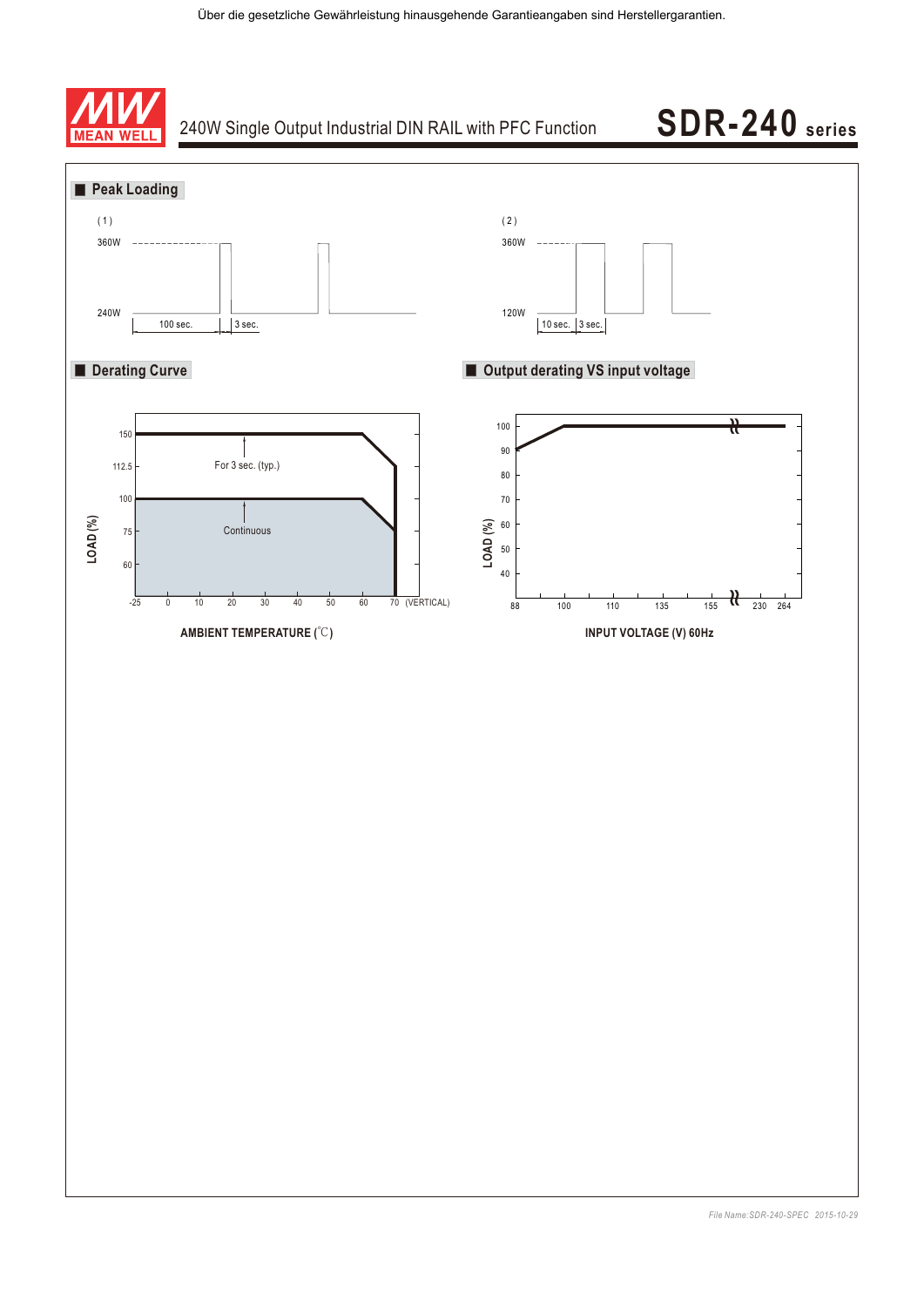Über die gesetzliche Gewährleistung hinausgehende Garantieangaben sind Herstellergarantien.

240W Single Output Industrial DIN RAIL with PFC Function

# SDR-240 series

## Peak Loading

(1)

360W

240W

100 sec.

3 sec.

(2)

360W

120W

10 sec.

3 sec.

## Derating Curve

150

112.5

100

75

60

LOAD (%)

For 3 sec. (typ.)

Continuous

-25 0 10 20 30 40 50 60 70 (VERTICAL)

AMBIENT TEMPERATURE (℃)

## Output derating VS input voltage

100

90

80

70

60

50

40

LOAD (%)

88 100 110 135 155 230 264

INPUT VOLTAGE (V) 60Hz

File Name:SDR-240-SPEC 2015-10-29